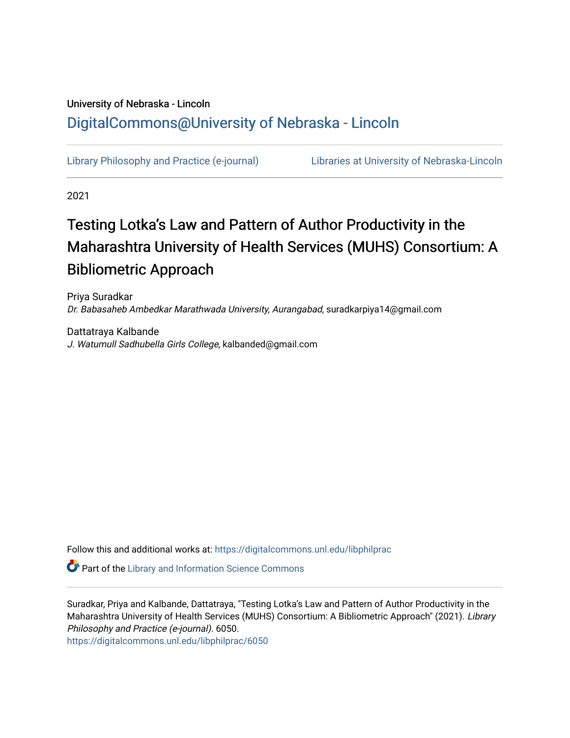University of Nebraska - Lincoln

## DigitalCommons@University of Nebraska - Lincoln

Library Philosophy and Practice (e-journal) | Libraries at University of Nebraska-Lincoln

2021

# Testing Lotka’s Law and Pattern of Author Productivity in the Maharashtra University of Health Services (MUHS) Consortium: A Bibliometric Approach

Priya Suradkar
*Dr. Babasaheb Ambedkar Marathwada University, Aurangabad*, suradkarpiya14@gmail.com

Dattatraya Kalbande
*J. Watumull Sadhubella Girls College*, kalbanded@gmail.com

Follow this and additional works at: https://digitalcommons.unl.edu/libphilprac

Part of the Library and Information Science Commons

Suradkar, Priya and Kalbande, Dattatraya, "Testing Lotka’s Law and Pattern of Author Productivity in the Maharashtra University of Health Services (MUHS) Consortium: A Bibliometric Approach" (2021). *Library Philosophy and Practice (e-journal)*. 6050.
https://digitalcommons.unl.edu/libphilprac/6050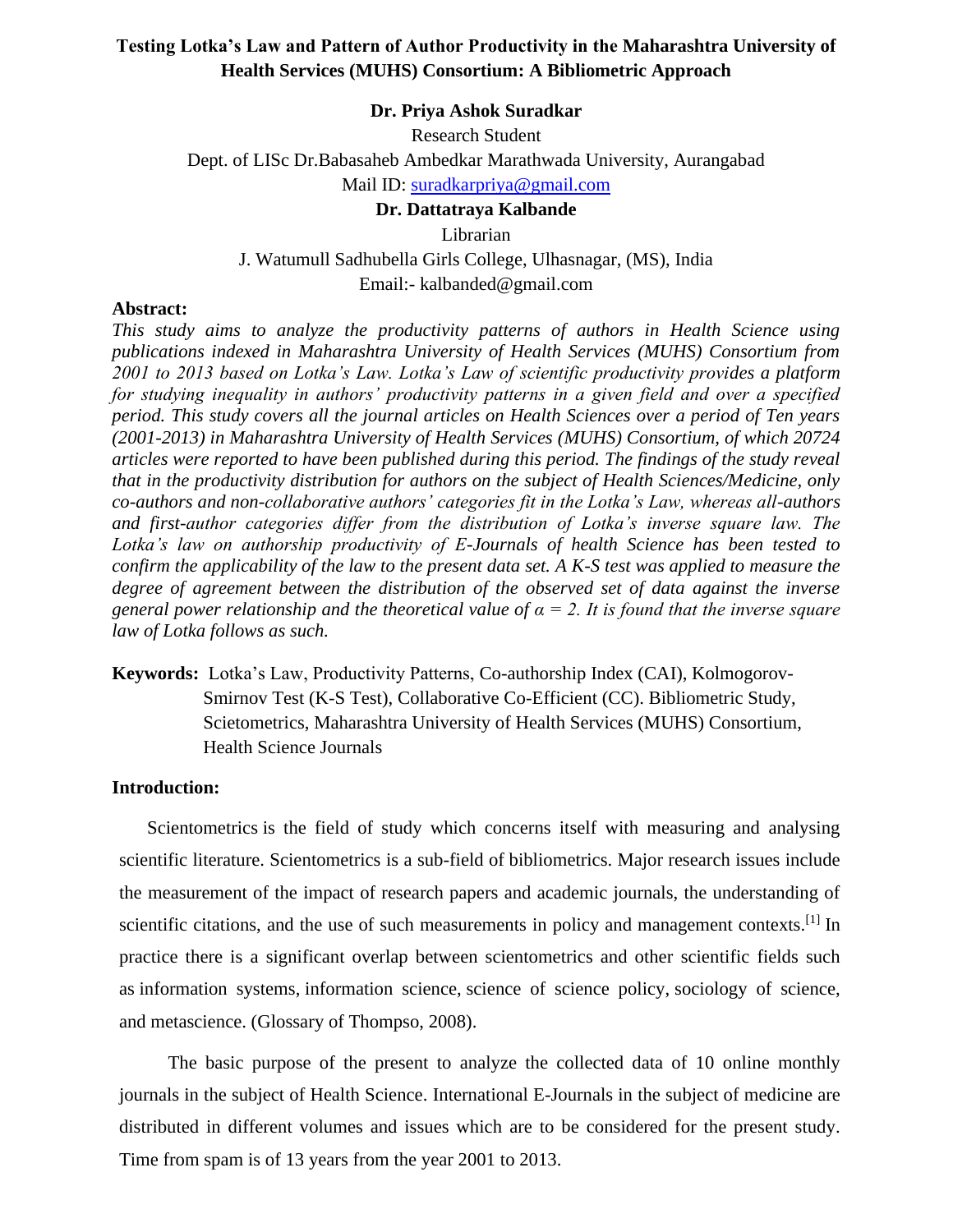# Testing Lotka's Law and Pattern of Author Productivity in the Maharashtra University of Health Services (MUHS) Consortium: A Bibliometric Approach

**Dr. Priya Ashok Suradkar**

Research Student

Dept. of LISc Dr.Babasaheb Ambedkar Marathwada University, Aurangabad

Mail ID: suradkarpriya@gmail.com

**Dr. Dattatraya Kalbande**

Librarian

J. Watumull Sadhubella Girls College, Ulhasnagar, (MS), India

Email:- kalbanded@gmail.com

**Abstract:**

*This study aims to analyze the productivity patterns of authors in Health Science using publications indexed in Maharashtra University of Health Services (MUHS) Consortium from 2001 to 2013 based on Lotka's Law. Lotka's Law of scientific productivity provides a platform for studying inequality in authors' productivity patterns in a given field and over a specified period. This study covers all the journal articles on Health Sciences over a period of Ten years (2001-2013) in Maharashtra University of Health Services (MUHS) Consortium, of which 20724 articles were reported to have been published during this period. The findings of the study reveal that in the productivity distribution for authors on the subject of Health Sciences/Medicine, only co-authors and non-collaborative authors' categories fit in the Lotka's Law, whereas all-authors and first-author categories differ from the distribution of Lotka's inverse square law. The Lotka's law on authorship productivity of E-Journals of health Science has been tested to confirm the applicability of the law to the present data set. A K-S test was applied to measure the degree of agreement between the distribution of the observed set of data against the inverse general power relationship and the theoretical value of $\alpha = 2$. It is found that the inverse square law of Lotka follows as such.*

**Keywords:** Lotka's Law, Productivity Patterns, Co-authorship Index (CAI), Kolmogorov-Smirnov Test (K-S Test), Collaborative Co-Efficient (CC). Bibliometric Study, Scietometrics, Maharashtra University of Health Services (MUHS) Consortium, Health Science Journals

**Introduction:**

Scientometrics is the field of study which concerns itself with measuring and analysing scientific literature. Scientometrics is a sub-field of bibliometrics. Major research issues include the measurement of the impact of research papers and academic journals, the understanding of scientific citations, and the use of such measurements in policy and management contexts.[1] In practice there is a significant overlap between scientometrics and other scientific fields such as information systems, information science, science of science policy, sociology of science, and metascience. (Glossary of Thompso, 2008).

The basic purpose of the present to analyze the collected data of 10 online monthly journals in the subject of Health Science. International E-Journals in the subject of medicine are distributed in different volumes and issues which are to be considered for the present study. Time from spam is of 13 years from the year 2001 to 2013.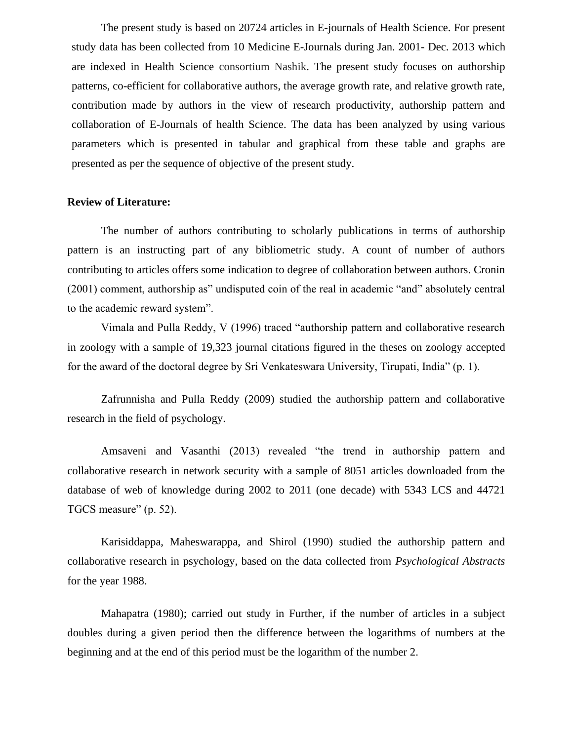The present study is based on 20724 articles in E-journals of Health Science. For present study data has been collected from 10 Medicine E-Journals during Jan. 2001- Dec. 2013 which are indexed in Health Science consortium Nashik. The present study focuses on authorship patterns, co-efficient for collaborative authors, the average growth rate, and relative growth rate, contribution made by authors in the view of research productivity, authorship pattern and collaboration of E-Journals of health Science. The data has been analyzed by using various parameters which is presented in tabular and graphical from these table and graphs are presented as per the sequence of objective of the present study.

**Review of Literature:**

The number of authors contributing to scholarly publications in terms of authorship pattern is an instructing part of any bibliometric study. A count of number of authors contributing to articles offers some indication to degree of collaboration between authors. Cronin (2001) comment, authorship as" undisputed coin of the real in academic "and" absolutely central to the academic reward system".

Vimala and Pulla Reddy, V (1996) traced "authorship pattern and collaborative research in zoology with a sample of 19,323 journal citations figured in the theses on zoology accepted for the award of the doctoral degree by Sri Venkateswara University, Tirupati, India" (p. 1).

Zafrunnisha and Pulla Reddy (2009) studied the authorship pattern and collaborative research in the field of psychology.

Amsaveni and Vasanthi (2013) revealed "the trend in authorship pattern and collaborative research in network security with a sample of 8051 articles downloaded from the database of web of knowledge during 2002 to 2011 (one decade) with 5343 LCS and 44721 TGCS measure" (p. 52).

Karisiddappa, Maheswarappa, and Shirol (1990) studied the authorship pattern and collaborative research in psychology, based on the data collected from *Psychological Abstracts* for the year 1988.

Mahapatra (1980); carried out study in Further, if the number of articles in a subject doubles during a given period then the difference between the logarithms of numbers at the beginning and at the end of this period must be the logarithm of the number 2.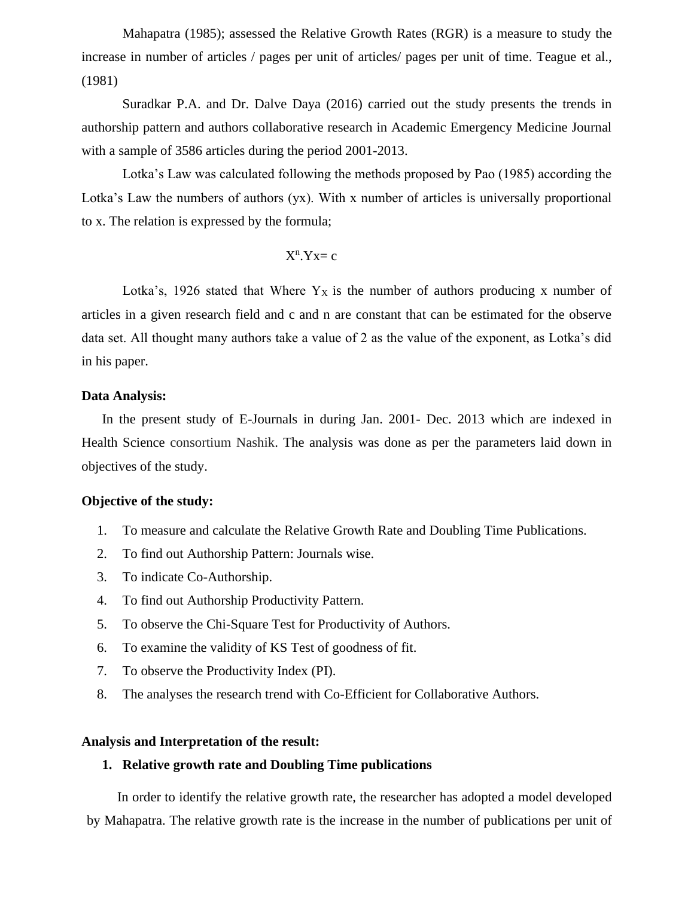Mahapatra (1985); assessed the Relative Growth Rates (RGR) is a measure to study the increase in number of articles / pages per unit of articles/ pages per unit of time. Teague et al., (1981)

Suradkar P.A. and Dr. Dalve Daya (2016) carried out the study presents the trends in authorship pattern and authors collaborative research in Academic Emergency Medicine Journal with a sample of 3586 articles during the period 2001-2013.

Lotka's Law was calculated following the methods proposed by Pao (1985) according the Lotka's Law the numbers of authors (yx). With x number of articles is universally proportional to x. The relation is expressed by the formula;

$$X^n.Yx= c$$

Lotka's, 1926 stated that Where $Y_X$ is the number of authors producing x number of articles in a given research field and c and n are constant that can be estimated for the observe data set. All thought many authors take a value of 2 as the value of the exponent, as Lotka's did in his paper.

**Data Analysis:**

In the present study of E-Journals in during Jan. 2001- Dec. 2013 which are indexed in Health Science consortium Nashik. The analysis was done as per the parameters laid down in objectives of the study.

**Objective of the study:**

1. To measure and calculate the Relative Growth Rate and Doubling Time Publications.
2. To find out Authorship Pattern: Journals wise.
3. To indicate Co-Authorship.
4. To find out Authorship Productivity Pattern.
5. To observe the Chi-Square Test for Productivity of Authors.
6. To examine the validity of KS Test of goodness of fit.
7. To observe the Productivity Index (PI).
8. The analyses the research trend with Co-Efficient for Collaborative Authors.

**Analysis and Interpretation of the result:**

1. **Relative growth rate and Doubling Time publications**

In order to identify the relative growth rate, the researcher has adopted a model developed by Mahapatra. The relative growth rate is the increase in the number of publications per unit of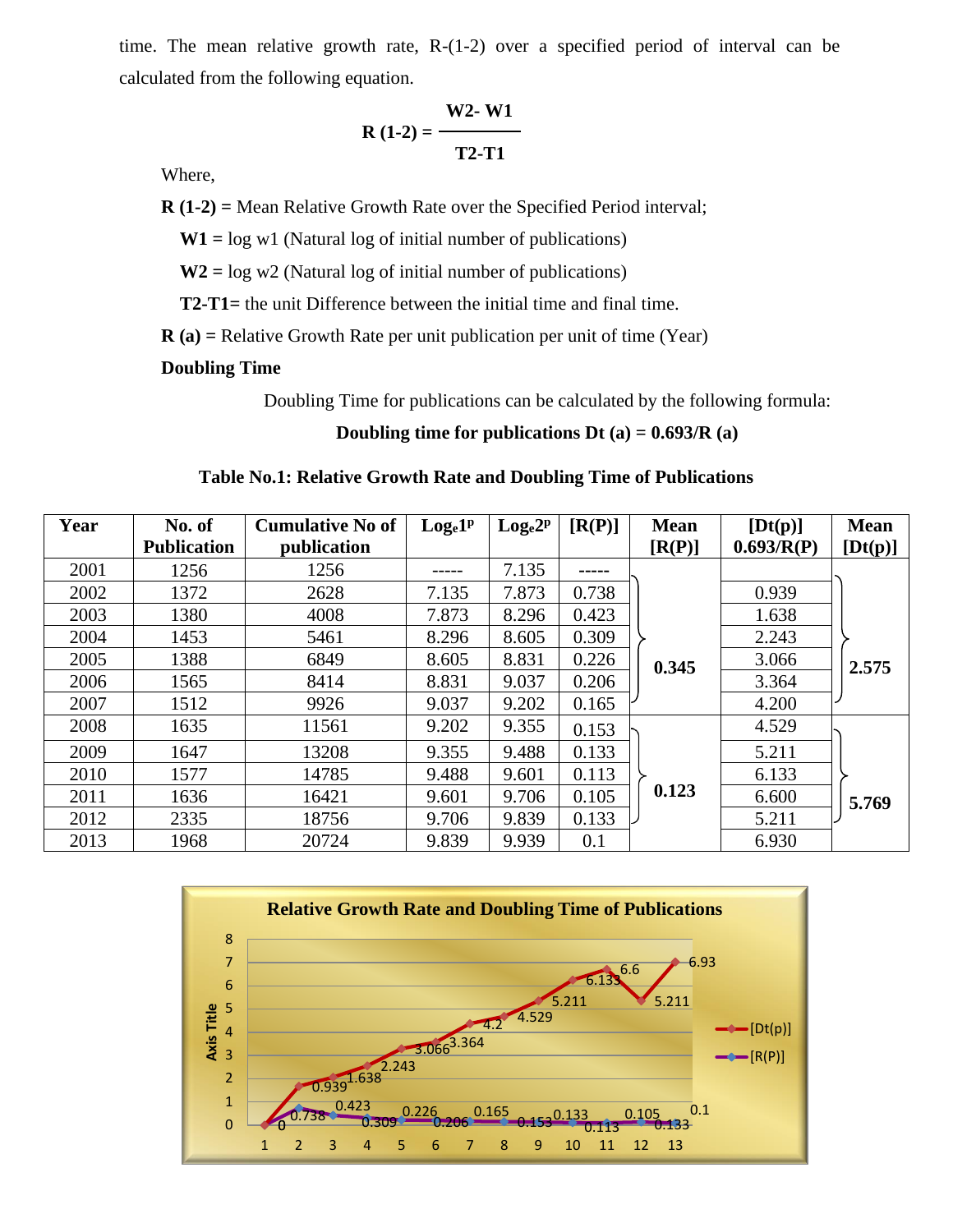time. The mean relative growth rate, R-(1-2) over a specified period of interval can be calculated from the following equation.

$$R\ (1\text{-}2) = \frac{W2 - W1}{T2 - T1}$$

Where,

**R (1-2) =** Mean Relative Growth Rate over the Specified Period interval;

**W1 =** log w1 (Natural log of initial number of publications)

**W2 =** log w2 (Natural log of initial number of publications)

**T2-T1=** the unit Difference between the initial time and final time.

**R (a) =** Relative Growth Rate per unit publication per unit of time (Year)

**Doubling Time**

Doubling Time for publications can be calculated by the following formula:

**Doubling time for publications Dt (a) = 0.693/R (a)**

**Table No.1: Relative Growth Rate and Doubling Time of Publications**

| Year | No. of Publication | Cumulative No of publication | $Log_e1^p$ | $Log_e2^p$ | [R(P)] | Mean [R(P)] | [Dt(p)] 0.693/R(P) | Mean [Dt(p)] |
|---|---|---|---|---|---|---|---|---|
| 2001 | 1256 | 1256 | ----- | 7.135 | ----- | | | |
| 2002 | 1372 | 2628 | 7.135 | 7.873 | 0.738 | | 0.939 | |
| 2003 | 1380 | 4008 | 7.873 | 8.296 | 0.423 | | 1.638 | |
| 2004 | 1453 | 5461 | 8.296 | 8.605 | 0.309 | | 2.243 | |
| 2005 | 1388 | 6849 | 8.605 | 8.831 | 0.226 | **0.345** | 3.066 | **2.575** |
| 2006 | 1565 | 8414 | 8.831 | 9.037 | 0.206 | | 3.364 | |
| 2007 | 1512 | 9926 | 9.037 | 9.202 | 0.165 | | 4.200 | |
| 2008 | 1635 | 11561 | 9.202 | 9.355 | 0.153 | | 4.529 | |
| 2009 | 1647 | 13208 | 9.355 | 9.488 | 0.133 | | 5.211 | |
| 2010 | 1577 | 14785 | 9.488 | 9.601 | 0.113 | | 6.133 | |
| 2011 | 1636 | 16421 | 9.601 | 9.706 | 0.105 | **0.123** | 6.600 | **5.769** |
| 2012 | 2335 | 18756 | 9.706 | 9.839 | 0.133 | | 5.211 | |
| 2013 | 1968 | 20724 | 9.839 | 9.939 | 0.1 | | 6.930 | |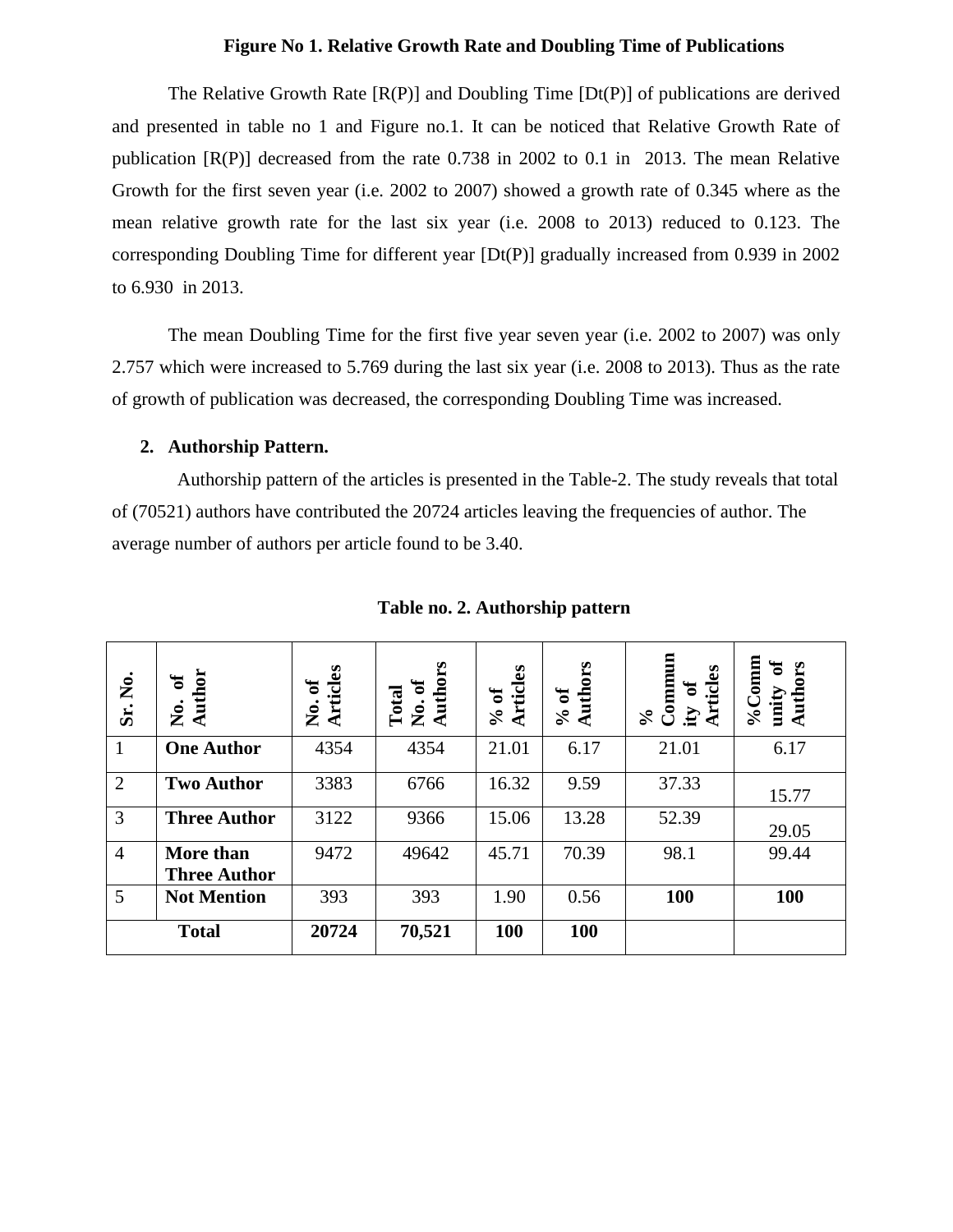**Figure No 1. Relative Growth Rate and Doubling Time of Publications**

The Relative Growth Rate [R(P)] and Doubling Time [Dt(P)] of publications are derived and presented in table no 1 and Figure no.1. It can be noticed that Relative Growth Rate of publication [R(P)] decreased from the rate 0.738 in 2002 to 0.1 in 2013. The mean Relative Growth for the first seven year (i.e. 2002 to 2007) showed a growth rate of 0.345 where as the mean relative growth rate for the last six year (i.e. 2008 to 2013) reduced to 0.123. The corresponding Doubling Time for different year [Dt(P)] gradually increased from 0.939 in 2002 to 6.930 in 2013.

The mean Doubling Time for the first five year seven year (i.e. 2002 to 2007) was only 2.757 which were increased to 5.769 during the last six year (i.e. 2008 to 2013). Thus as the rate of growth of publication was decreased, the corresponding Doubling Time was increased.

## 2. Authorship Pattern.

Authorship pattern of the articles is presented in the Table-2. The study reveals that total of (70521) authors have contributed the 20724 articles leaving the frequencies of author. The average number of authors per article found to be 3.40.

**Table no. 2. Authorship pattern**

| Sr. No. | No. of Author | No. of Articles | Total No. of Authors | % of Articles | % of Authors | % Community of Articles | %Community of Authors |
|---|---|---|---|---|---|---|---|
| 1 | **One Author** | 4354 | 4354 | 21.01 | 6.17 | 21.01 | 6.17 |
| 2 | **Two Author** | 3383 | 6766 | 16.32 | 9.59 | 37.33 | 15.77 |
| 3 | **Three Author** | 3122 | 9366 | 15.06 | 13.28 | 52.39 | 29.05 |
| 4 | **More than Three Author** | 9472 | 49642 | 45.71 | 70.39 | 98.1 | 99.44 |
| 5 | **Not Mention** | 393 | 393 | 1.90 | 0.56 | **100** | **100** |
| **Total** | | **20724** | **70,521** | **100** | **100** | | |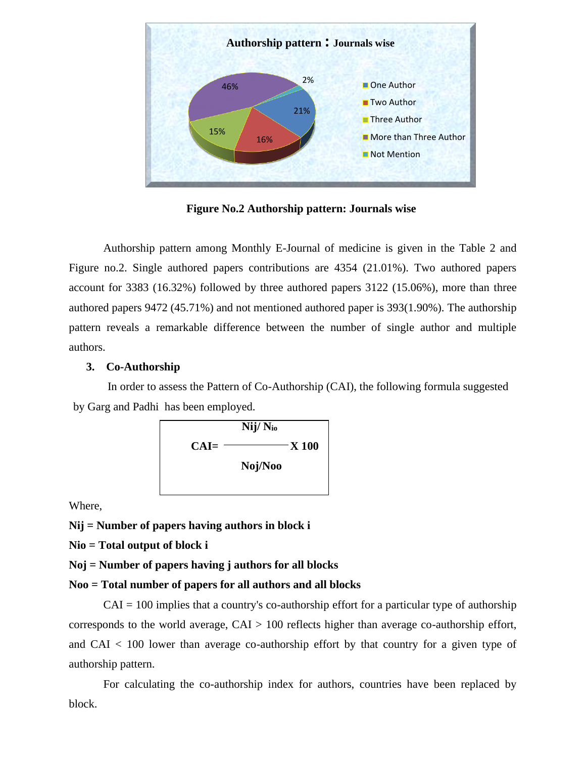Figure No.2 Authorship pattern: Journals wise

Authorship pattern among Monthly E-Journal of medicine is given in the Table 2 and Figure no.2. Single authored papers contributions are 4354 (21.01%). Two authored papers account for 3383 (16.32%) followed by three authored papers 3122 (15.06%), more than three authored papers 9472 (45.71%) and not mentioned authored paper is 393(1.90%). The authorship pattern reveals a remarkable difference between the number of single author and multiple authors.

### 3. Co-Authorship

In order to assess the Pattern of Co-Authorship (CAI), the following formula suggested by Garg and Padhi has been employed.

$$CAI = \frac{N_{ij} / N_{io}}{N_{oj} / N_{oo}} \times 100$$

Where,

**Nij = Number of papers having authors in block i**

**Nio = Total output of block i**

**Noj = Number of papers having j authors for all blocks**

**Noo = Total number of papers for all authors and all blocks**

CAI = 100 implies that a country's co-authorship effort for a particular type of authorship corresponds to the world average, CAI > 100 reflects higher than average co-authorship effort, and CAI < 100 lower than average co-authorship effort by that country for a given type of authorship pattern.

For calculating the co-authorship index for authors, countries have been replaced by block.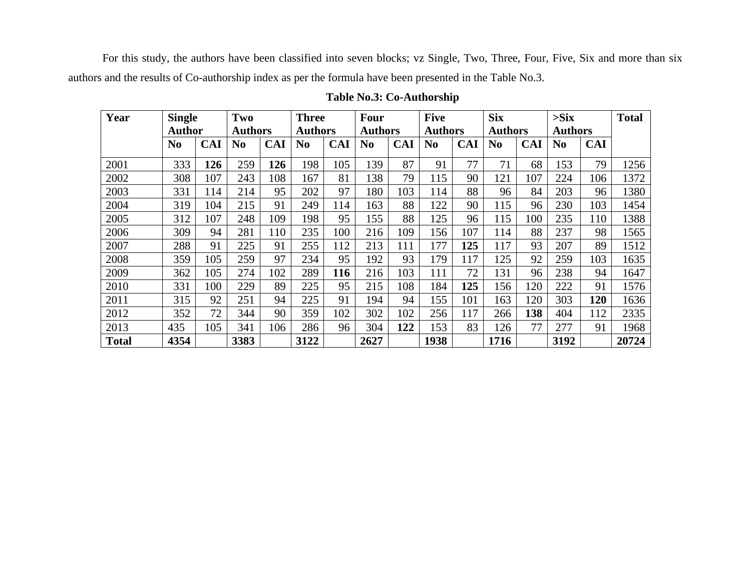For this study, the authors have been classified into seven blocks; vz Single, Two, Three, Four, Five, Six and more than six authors and the results of Co-authorship index as per the formula have been presented in the Table No.3.

**Table No.3: Co-Authorship**

| Year | Single Author | | Two Authors | | Three Authors | | Four Authors | | Five Authors | | Six Authors | | >Six Authors | | Total |
|---|---|---|---|---|---|---|---|---|---|---|---|---|---|---|---|
| | No | CAI | No | CAI | No | CAI | No | CAI | No | CAI | No | CAI | No | CAI | |
| 2001 | 333 | **126** | 259 | **126** | 198 | 105 | 139 | 87 | 91 | 77 | 71 | 68 | 153 | 79 | 1256 |
| 2002 | 308 | 107 | 243 | 108 | 167 | 81 | 138 | 79 | 115 | 90 | 121 | 107 | 224 | 106 | 1372 |
| 2003 | 331 | 114 | 214 | 95 | 202 | 97 | 180 | 103 | 114 | 88 | 96 | 84 | 203 | 96 | 1380 |
| 2004 | 319 | 104 | 215 | 91 | 249 | 114 | 163 | 88 | 122 | 90 | 115 | 96 | 230 | 103 | 1454 |
| 2005 | 312 | 107 | 248 | 109 | 198 | 95 | 155 | 88 | 125 | 96 | 115 | 100 | 235 | 110 | 1388 |
| 2006 | 309 | 94 | 281 | 110 | 235 | 100 | 216 | 109 | 156 | 107 | 114 | 88 | 237 | 98 | 1565 |
| 2007 | 288 | 91 | 225 | 91 | 255 | 112 | 213 | 111 | 177 | **125** | 117 | 93 | 207 | 89 | 1512 |
| 2008 | 359 | 105 | 259 | 97 | 234 | 95 | 192 | 93 | 179 | 117 | 125 | 92 | 259 | 103 | 1635 |
| 2009 | 362 | 105 | 274 | 102 | 289 | **116** | 216 | 103 | 111 | 72 | 131 | 96 | 238 | 94 | 1647 |
| 2010 | 331 | 100 | 229 | 89 | 225 | 95 | 215 | 108 | 184 | **125** | 156 | 120 | 222 | 91 | 1576 |
| 2011 | 315 | 92 | 251 | 94 | 225 | 91 | 194 | 94 | 155 | 101 | 163 | 120 | 303 | **120** | 1636 |
| 2012 | 352 | 72 | 344 | 90 | 359 | 102 | 302 | 102 | 256 | 117 | 266 | **138** | 404 | 112 | 2335 |
| 2013 | 435 | 105 | 341 | 106 | 286 | 96 | 304 | **122** | 153 | 83 | 126 | 77 | 277 | 91 | 1968 |
| **Total** | **4354** | | **3383** | | **3122** | | **2627** | | **1938** | | **1716** | | **3192** | | **20724** |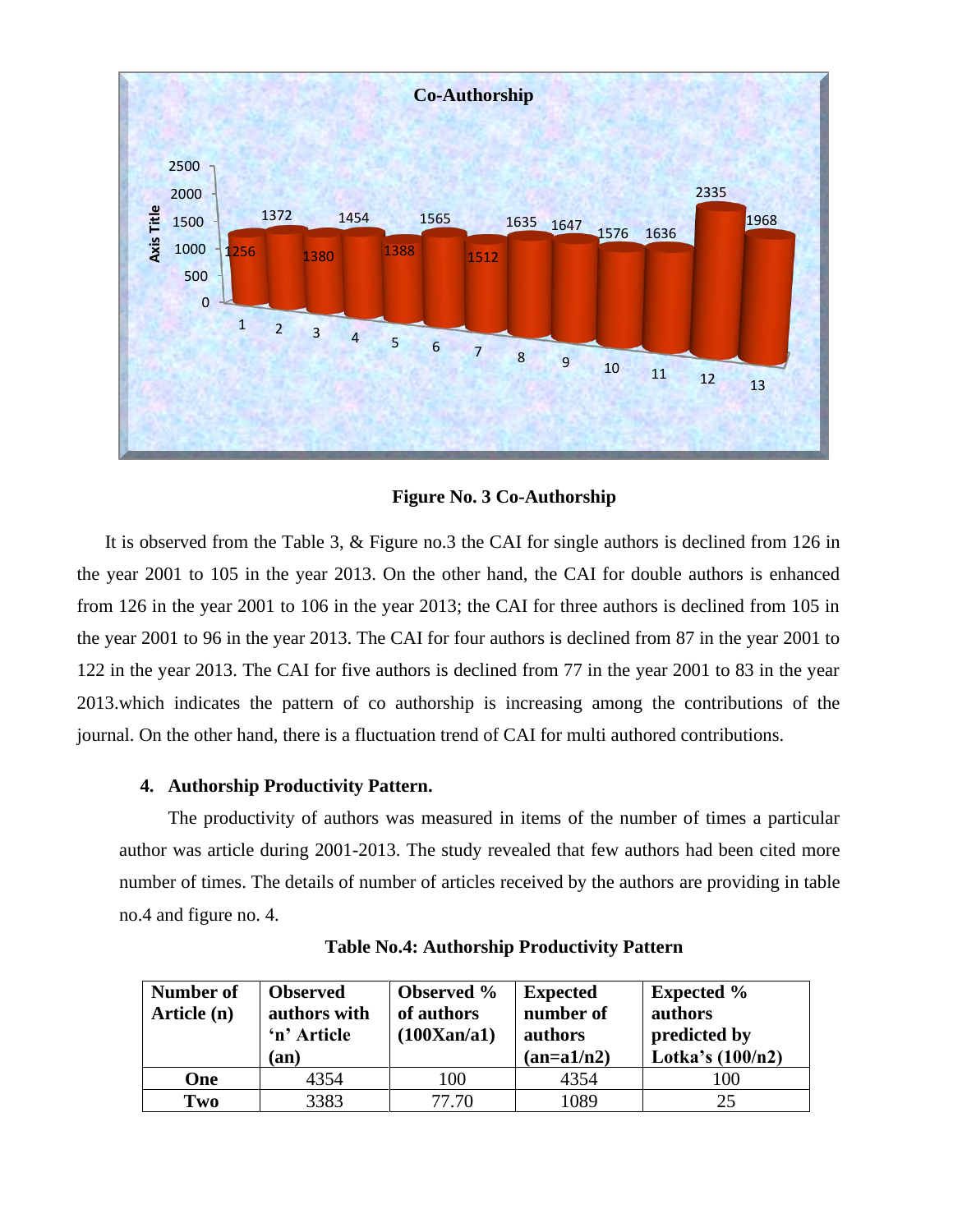Figure No. 3 Co-Authorship

It is observed from the Table 3, & Figure no.3 the CAI for single authors is declined from 126 in the year 2001 to 105 in the year 2013. On the other hand, the CAI for double authors is enhanced from 126 in the year 2001 to 106 in the year 2013; the CAI for three authors is declined from 105 in the year 2001 to 96 in the year 2013. The CAI for four authors is declined from 87 in the year 2001 to 122 in the year 2013. The CAI for five authors is declined from 77 in the year 2001 to 83 in the year 2013.which indicates the pattern of co authorship is increasing among the contributions of the journal. On the other hand, there is a fluctuation trend of CAI for multi authored contributions.

**4. Authorship Productivity Pattern.**

The productivity of authors was measured in items of the number of times a particular author was article during 2001-2013. The study revealed that few authors had been cited more number of times. The details of number of articles received by the authors are providing in table no.4 and figure no. 4.

**Table No.4: Authorship Productivity Pattern**

| Number of Article (n) | Observed authors with 'n' Article (an) | Observed % of authors (100Xan/a1) | Expected number of authors (an=a1/n2) | Expected % authors predicted by Lotka's (100/n2) |
|---|---|---|---|---|
| **One** | 4354 | 100 | 4354 | 100 |
| **Two** | 3383 | 77.70 | 1089 | 25 |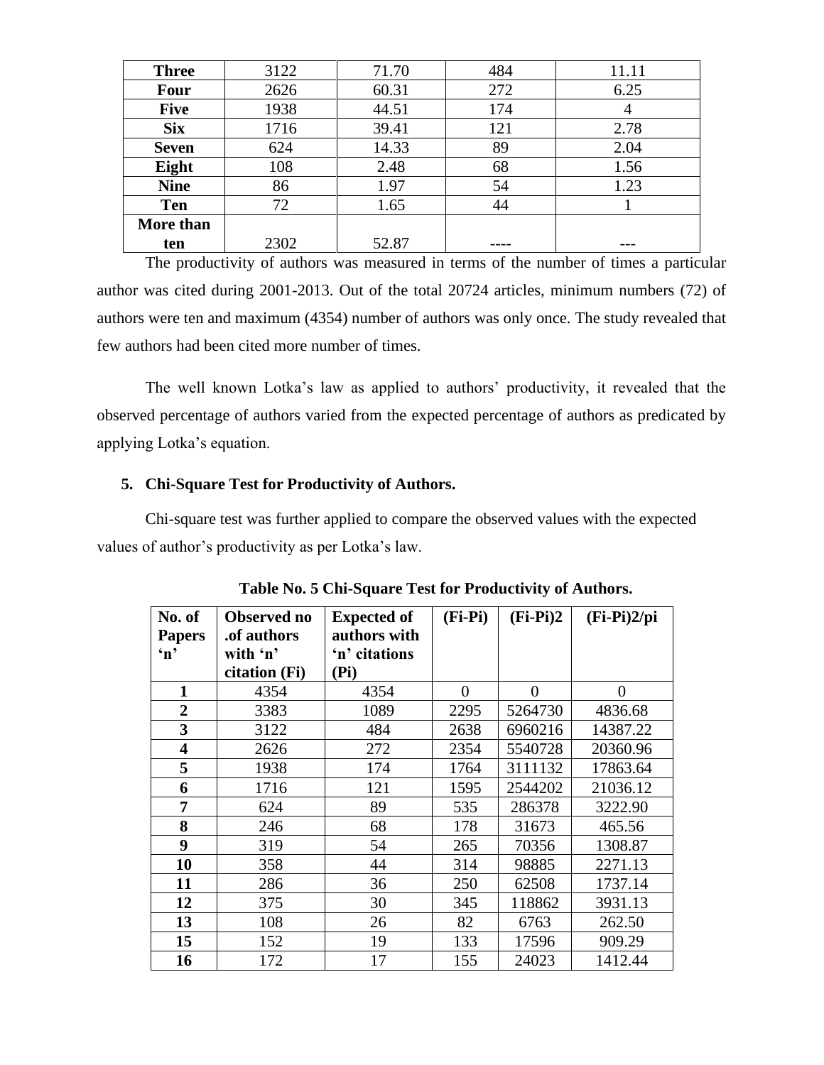| Three | 3122 | 71.70 | 484 | 11.11 |
|---|---|---|---|---|
| Four | 2626 | 60.31 | 272 | 6.25 |
| Five | 1938 | 44.51 | 174 | 4 |
| Six | 1716 | 39.41 | 121 | 2.78 |
| Seven | 624 | 14.33 | 89 | 2.04 |
| Eight | 108 | 2.48 | 68 | 1.56 |
| Nine | 86 | 1.97 | 54 | 1.23 |
| Ten | 72 | 1.65 | 44 | 1 |
| More than ten | 2302 | 52.87 | ---- | --- |

The productivity of authors was measured in terms of the number of times a particular author was cited during 2001-2013. Out of the total 20724 articles, minimum numbers (72) of authors were ten and maximum (4354) number of authors was only once. The study revealed that few authors had been cited more number of times.

The well known Lotka's law as applied to authors' productivity, it revealed that the observed percentage of authors varied from the expected percentage of authors as predicated by applying Lotka's equation.

## 5. Chi-Square Test for Productivity of Authors.

Chi-square test was further applied to compare the observed values with the expected values of author's productivity as per Lotka's law.

**Table No. 5 Chi-Square Test for Productivity of Authors.**

| No. of Papers 'n' | Observed no .of authors with 'n' citation (Fi) | Expected of authors with 'n' citations (Pi) | (Fi-Pi) | (Fi-Pi)2 | (Fi-Pi)2/pi |
|---|---|---|---|---|---|
| 1 | 4354 | 4354 | 0 | 0 | 0 |
| 2 | 3383 | 1089 | 2295 | 5264730 | 4836.68 |
| 3 | 3122 | 484 | 2638 | 6960216 | 14387.22 |
| 4 | 2626 | 272 | 2354 | 5540728 | 20360.96 |
| 5 | 1938 | 174 | 1764 | 3111132 | 17863.64 |
| 6 | 1716 | 121 | 1595 | 2544202 | 21036.12 |
| 7 | 624 | 89 | 535 | 286378 | 3222.90 |
| 8 | 246 | 68 | 178 | 31673 | 465.56 |
| 9 | 319 | 54 | 265 | 70356 | 1308.87 |
| 10 | 358 | 44 | 314 | 98885 | 2271.13 |
| 11 | 286 | 36 | 250 | 62508 | 1737.14 |
| 12 | 375 | 30 | 345 | 118862 | 3931.13 |
| 13 | 108 | 26 | 82 | 6763 | 262.50 |
| 15 | 152 | 19 | 133 | 17596 | 909.29 |
| 16 | 172 | 17 | 155 | 24023 | 1412.44 |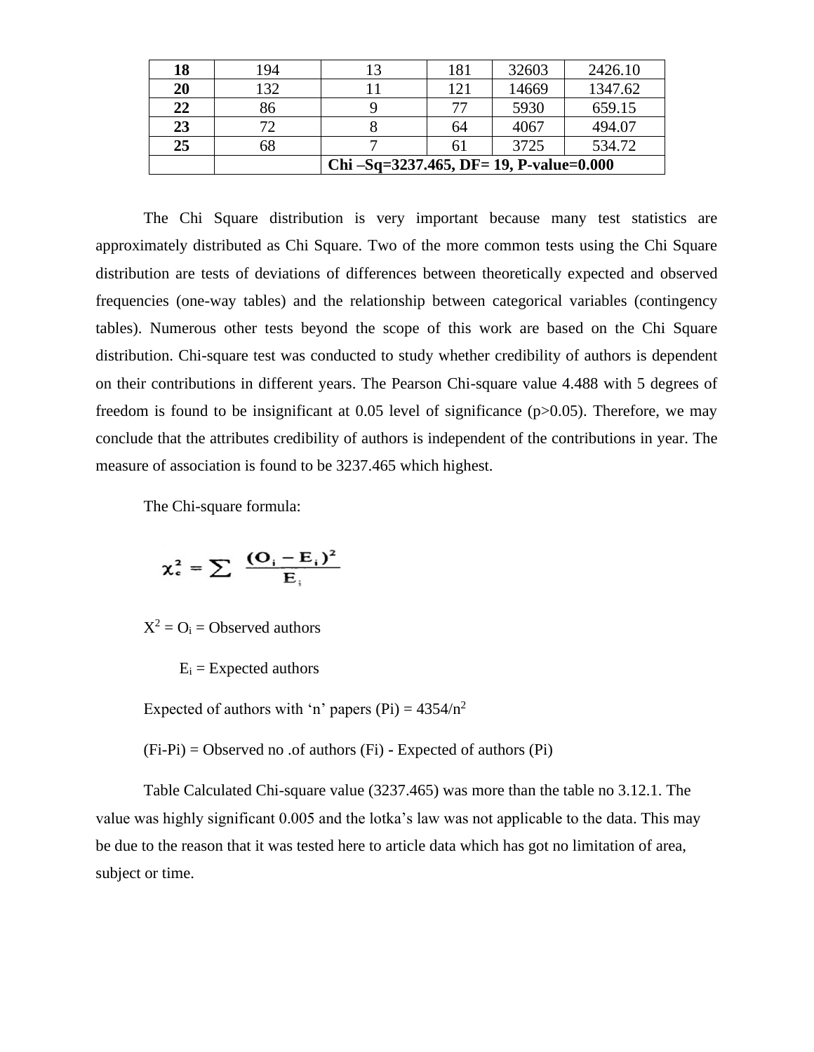| 18 | 194 | 13 | 181 | 32603 | 2426.10 |
|---|---|---|---|---|---|
| 20 | 132 | 11 | 121 | 14669 | 1347.62 |
| 22 | 86 | 9 | 77 | 5930 | 659.15 |
| 23 | 72 | 8 | 64 | 4067 | 494.07 |
| 25 | 68 | 7 | 61 | 3725 | 534.72 |
| | | **Chi –Sq=3237.465, DF= 19, P-value=0.000** | | | |

The Chi Square distribution is very important because many test statistics are approximately distributed as Chi Square. Two of the more common tests using the Chi Square distribution are tests of deviations of differences between theoretically expected and observed frequencies (one-way tables) and the relationship between categorical variables (contingency tables). Numerous other tests beyond the scope of this work are based on the Chi Square distribution. Chi-square test was conducted to study whether credibility of authors is dependent on their contributions in different years. The Pearson Chi-square value 4.488 with 5 degrees of freedom is found to be insignificant at 0.05 level of significance (p>0.05). Therefore, we may conclude that the attributes credibility of authors is independent of the contributions in year. The measure of association is found to be 3237.465 which highest.

The Chi-square formula:

$$\chi_c^2 = \sum \frac{(O_i - E_i)^2}{E_i}$$

$X^2$ = $O_i$ = Observed authors

$E_i$ = Expected authors

Expected of authors with ‘n’ papers (Pi) = $4354/n^2$

(Fi-Pi) = Observed no .of authors (Fi) - Expected of authors (Pi)

Table Calculated Chi-square value (3237.465) was more than the table no 3.12.1. The value was highly significant 0.005 and the lotka’s law was not applicable to the data. This may be due to the reason that it was tested here to article data which has got no limitation of area, subject or time.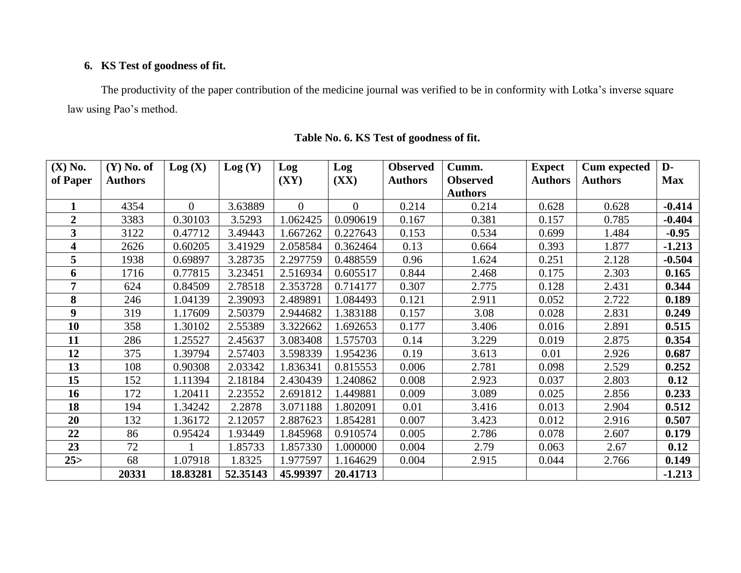### 6. KS Test of goodness of fit.

The productivity of the paper contribution of the medicine journal was verified to be in conformity with Lotka's inverse square law using Pao's method.

**Table No. 6. KS Test of goodness of fit.**

| (X) No. of Paper | (Y) No. of Authors | Log (X) | Log (Y) | Log (XY) | Log (XX) | Observed Authors | Cumm. Observed Authors | Expect Authors | Cum expected Authors | D-Max |
|---|---|---|---|---|---|---|---|---|---|---|
| **1** | 4354 | 0 | 3.63889 | 0 | 0 | 0.214 | 0.214 | 0.628 | 0.628 | **-0.414** |
| **2** | 3383 | 0.30103 | 3.5293 | 1.062425 | 0.090619 | 0.167 | 0.381 | 0.157 | 0.785 | **-0.404** |
| **3** | 3122 | 0.47712 | 3.49443 | 1.667262 | 0.227643 | 0.153 | 0.534 | 0.699 | 1.484 | **-0.95** |
| **4** | 2626 | 0.60205 | 3.41929 | 2.058584 | 0.362464 | 0.13 | 0.664 | 0.393 | 1.877 | **-1.213** |
| **5** | 1938 | 0.69897 | 3.28735 | 2.297759 | 0.488559 | 0.96 | 1.624 | 0.251 | 2.128 | **-0.504** |
| **6** | 1716 | 0.77815 | 3.23451 | 2.516934 | 0.605517 | 0.844 | 2.468 | 0.175 | 2.303 | **0.165** |
| **7** | 624 | 0.84509 | 2.78518 | 2.353728 | 0.714177 | 0.307 | 2.775 | 0.128 | 2.431 | **0.344** |
| **8** | 246 | 1.04139 | 2.39093 | 2.489891 | 1.084493 | 0.121 | 2.911 | 0.052 | 2.722 | **0.189** |
| **9** | 319 | 1.17609 | 2.50379 | 2.944682 | 1.383188 | 0.157 | 3.08 | 0.028 | 2.831 | **0.249** |
| **10** | 358 | 1.30102 | 2.55389 | 3.322662 | 1.692653 | 0.177 | 3.406 | 0.016 | 2.891 | **0.515** |
| **11** | 286 | 1.25527 | 2.45637 | 3.083408 | 1.575703 | 0.14 | 3.229 | 0.019 | 2.875 | **0.354** |
| **12** | 375 | 1.39794 | 2.57403 | 3.598339 | 1.954236 | 0.19 | 3.613 | 0.01 | 2.926 | **0.687** |
| **13** | 108 | 0.90308 | 2.03342 | 1.836341 | 0.815553 | 0.006 | 2.781 | 0.098 | 2.529 | **0.252** |
| **15** | 152 | 1.11394 | 2.18184 | 2.430439 | 1.240862 | 0.008 | 2.923 | 0.037 | 2.803 | **0.12** |
| **16** | 172 | 1.20411 | 2.23552 | 2.691812 | 1.449881 | 0.009 | 3.089 | 0.025 | 2.856 | **0.233** |
| **18** | 194 | 1.34242 | 2.2878 | 3.071188 | 1.802091 | 0.01 | 3.416 | 0.013 | 2.904 | **0.512** |
| **20** | 132 | 1.36172 | 2.12057 | 2.887623 | 1.854281 | 0.007 | 3.423 | 0.012 | 2.916 | **0.507** |
| **22** | 86 | 0.95424 | 1.93449 | 1.845968 | 0.910574 | 0.005 | 2.786 | 0.078 | 2.607 | **0.179** |
| **23** | 72 | 1 | 1.85733 | 1.857330 | 1.000000 | 0.004 | 2.79 | 0.063 | 2.67 | **0.12** |
| **25>** | 68 | 1.07918 | 1.8325 | 1.977597 | 1.164629 | 0.004 | 2.915 | 0.044 | 2.766 | **0.149** |
| | **20331** | **18.83281** | **52.35143** | **45.99397** | **20.41713** | | | | | **-1.213** |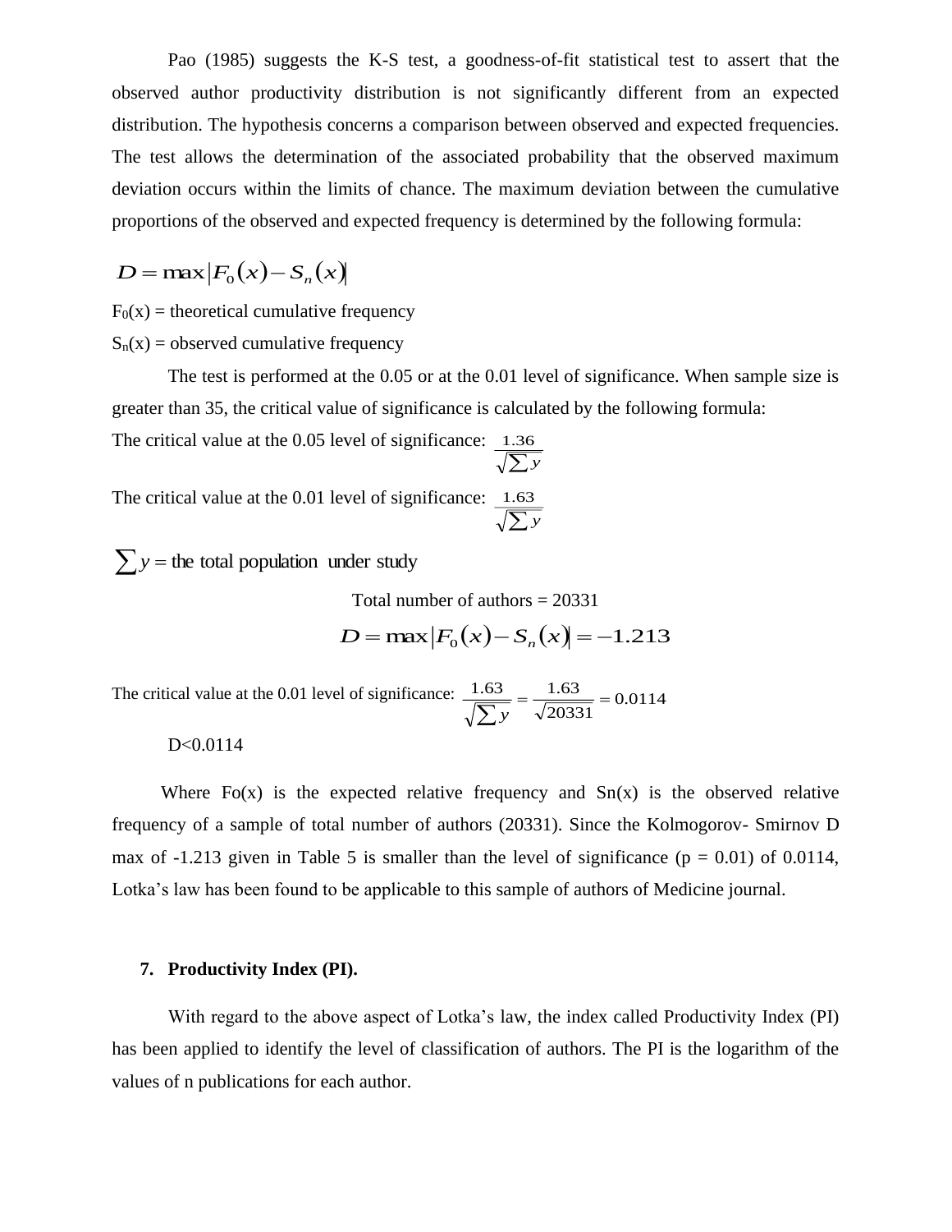Pao (1985) suggests the K-S test, a goodness-of-fit statistical test to assert that the observed author productivity distribution is not significantly different from an expected distribution. The hypothesis concerns a comparison between observed and expected frequencies. The test allows the determination of the associated probability that the observed maximum deviation occurs within the limits of chance. The maximum deviation between the cumulative proportions of the observed and expected frequency is determined by the following formula:

$$D = \max\left|F_0(x) - S_n(x)\right|$$

$F_0(x)$ = theoretical cumulative frequency

$S_n(x)$ = observed cumulative frequency

The test is performed at the 0.05 or at the 0.01 level of significance. When sample size is greater than 35, the critical value of significance is calculated by the following formula:

The critical value at the 0.05 level of significance: $\frac{1.36}{\sqrt{\sum y}}$

The critical value at the 0.01 level of significance: $\frac{1.63}{\sqrt{\sum y}}$

$\sum y = \text{the total population under study}$

Total number of authors = 20331

$$D = \max\left|F_0(x) - S_n(x)\right| = -1.213$$

The critical value at the 0.01 level of significance: $\frac{1.63}{\sqrt{\sum y}} = \frac{1.63}{\sqrt{20331}} = 0.0114$

$D < 0.0114$

Where $F_o(x)$ is the expected relative frequency and $S_n(x)$ is the observed relative frequency of a sample of total number of authors (20331). Since the Kolmogorov- Smirnov D max of -1.213 given in Table 5 is smaller than the level of significance ($p = 0.01$) of 0.0114, Lotka's law has been found to be applicable to this sample of authors of Medicine journal.

## 7. Productivity Index (PI).

With regard to the above aspect of Lotka's law, the index called Productivity Index (PI) has been applied to identify the level of classification of authors. The PI is the logarithm of the values of n publications for each author.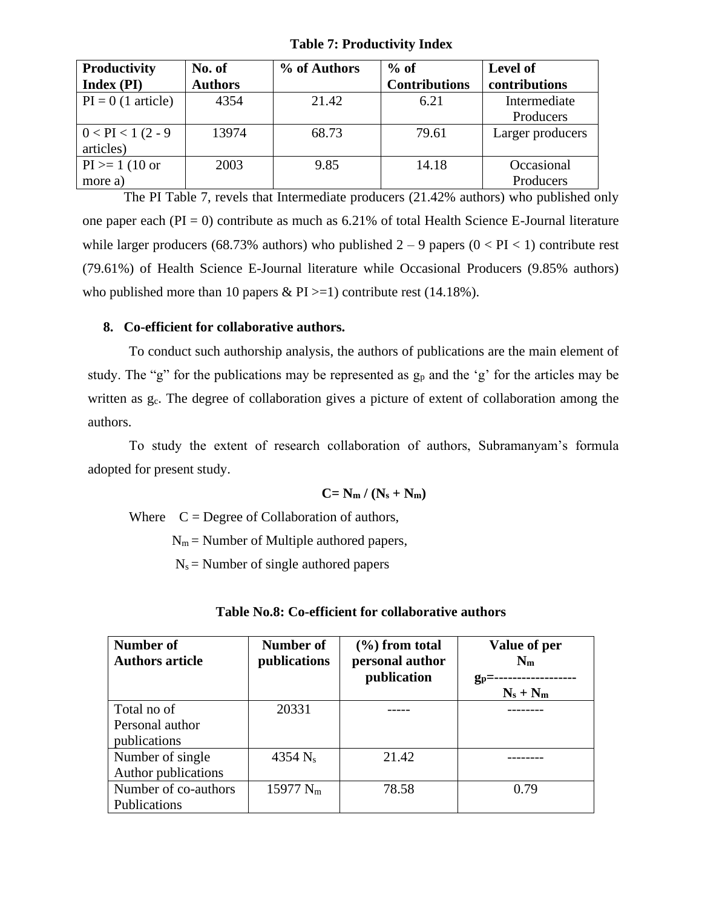**Table 7: Productivity Index**

| Productivity Index (PI) | No. of Authors | % of Authors | % of Contributions | Level of contributions |
|---|---|---|---|---|
| PI = 0 (1 article) | 4354 | 21.42 | 6.21 | Intermediate Producers |
| 0 < PI < 1 (2 - 9 articles) | 13974 | 68.73 | 79.61 | Larger producers |
| PI >= 1 (10 or more a) | 2003 | 9.85 | 14.18 | Occasional Producers |

The PI Table 7, revels that Intermediate producers (21.42% authors) who published only one paper each (PI = 0) contribute as much as 6.21% of total Health Science E-Journal literature while larger producers (68.73% authors) who published 2 – 9 papers (0 < PI < 1) contribute rest (79.61%) of Health Science E-Journal literature while Occasional Producers (9.85% authors) who published more than 10 papers & PI >=1) contribute rest (14.18%).

**8. Co-efficient for collaborative authors.**

To conduct such authorship analysis, the authors of publications are the main element of study. The "g" for the publications may be represented as $g_p$ and the 'g' for the articles may be written as $g_c$. The degree of collaboration gives a picture of extent of collaboration among the authors.

To study the extent of research collaboration of authors, Subramanyam's formula adopted for present study.

$$C = N_m / (N_s + N_m)$$

Where C = Degree of Collaboration of authors,

$N_m$ = Number of Multiple authored papers,

$N_s$ = Number of single authored papers

**Table No.8: Co-efficient for collaborative authors**

| Number of Authors article | Number of publications | (%) from total personal author publication | Value of per $g_p = \frac{N_m}{N_s + N_m}$ |
|---|---|---|---|
| Total no of Personal author publications | 20331 | ----- | -------- |
| Number of single Author publications | 4354 $N_s$ | 21.42 | -------- |
| Number of co-authors Publications | 15977 $N_m$ | 78.58 | 0.79 |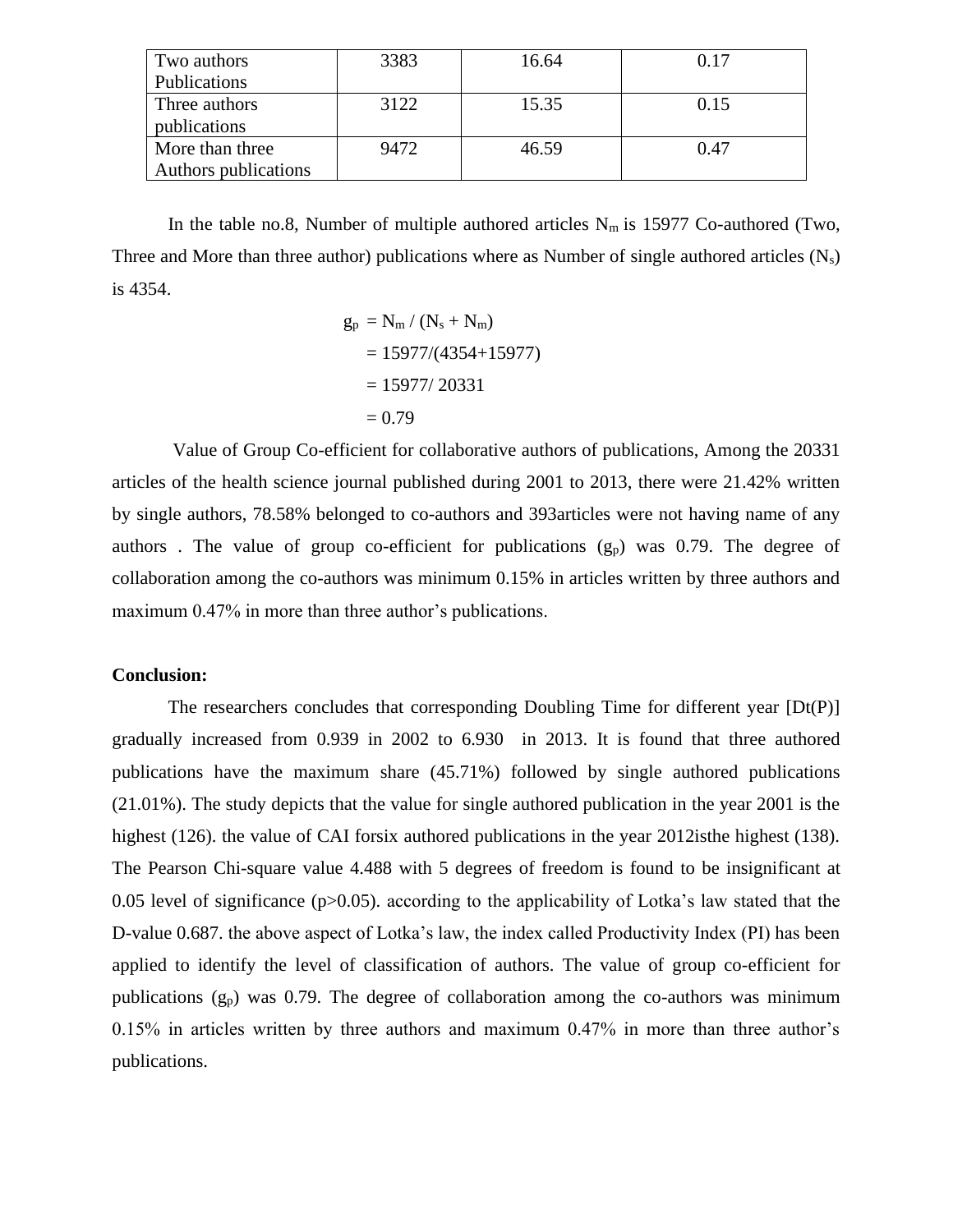| Two authors Publications | 3383 | 16.64 | 0.17 |
|---|---|---|---|
| Three authors publications | 3122 | 15.35 | 0.15 |
| More than three Authors publications | 9472 | 46.59 | 0.47 |

In the table no.8, Number of multiple authored articles $N_m$ is 15977 Co-authored (Two, Three and More than three author) publications where as Number of single authored articles ($N_s$) is 4354.

$$
\begin{aligned}
g_p &= N_m / (N_s + N_m) \\
&= 15977/(4354+15977) \\
&= 15977/ 20331 \\
&= 0.79
\end{aligned}
$$

Value of Group Co-efficient for collaborative authors of publications, Among the 20331 articles of the health science journal published during 2001 to 2013, there were 21.42% written by single authors, 78.58% belonged to co-authors and 393articles were not having name of any authors . The value of group co-efficient for publications ($g_p$) was 0.79. The degree of collaboration among the co-authors was minimum 0.15% in articles written by three authors and maximum 0.47% in more than three author's publications.

**Conclusion:**

The researchers concludes that corresponding Doubling Time for different year [Dt(P)] gradually increased from 0.939 in 2002 to 6.930 in 2013. It is found that three authored publications have the maximum share (45.71%) followed by single authored publications (21.01%). The study depicts that the value for single authored publication in the year 2001 is the highest (126). the value of CAI forsix authored publications in the year 2012isthe highest (138). The Pearson Chi-square value 4.488 with 5 degrees of freedom is found to be insignificant at 0.05 level of significance ($p>0.05$). according to the applicability of Lotka's law stated that the D-value 0.687. the above aspect of Lotka's law, the index called Productivity Index (PI) has been applied to identify the level of classification of authors. The value of group co-efficient for publications ($g_p$) was 0.79. The degree of collaboration among the co-authors was minimum 0.15% in articles written by three authors and maximum 0.47% in more than three author's publications.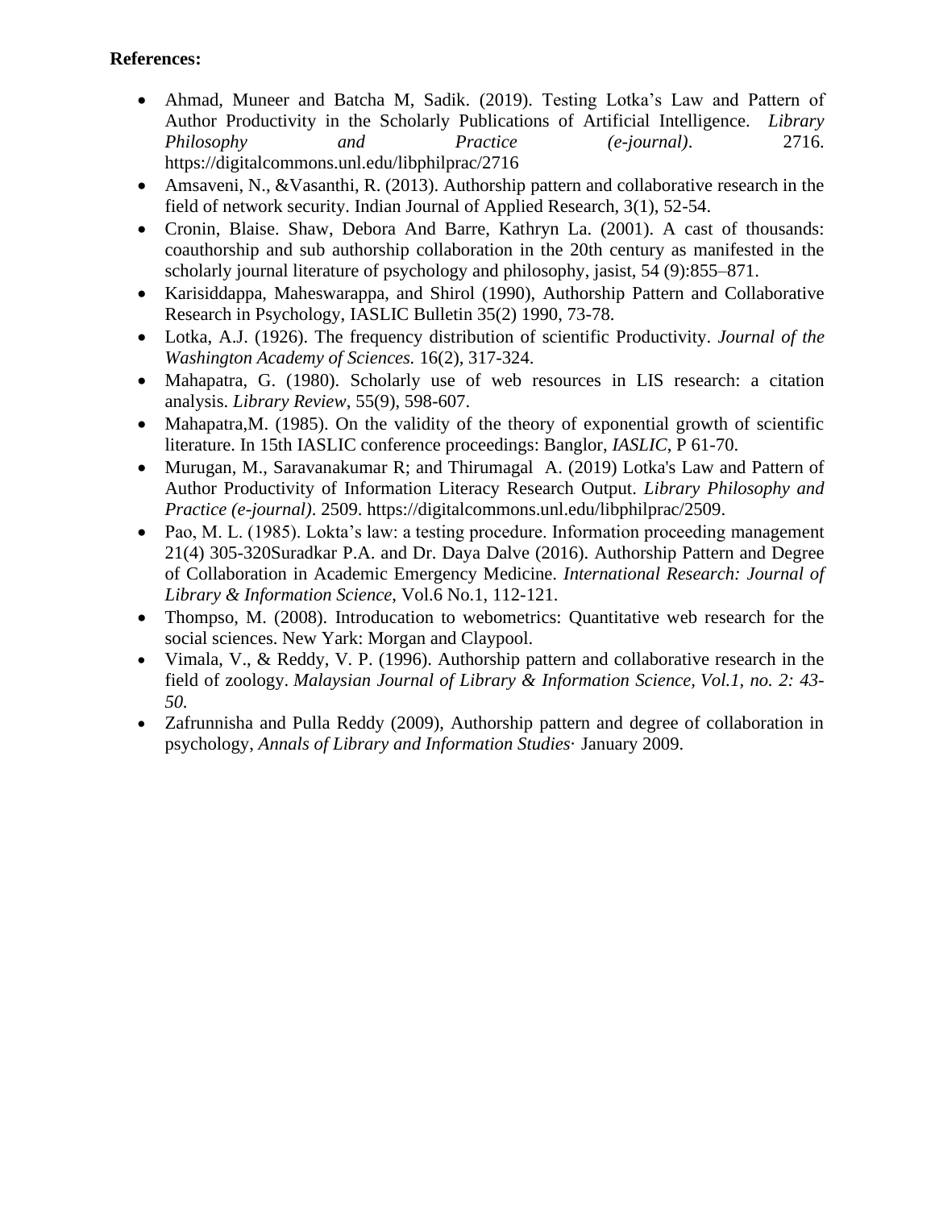**References:**

- Ahmad, Muneer and Batcha M, Sadik. (2019). Testing Lotka's Law and Pattern of Author Productivity in the Scholarly Publications of Artificial Intelligence. *Library Philosophy and Practice (e-journal)*. 2716. https://digitalcommons.unl.edu/libphilprac/2716
- Amsaveni, N., &Vasanthi, R. (2013). Authorship pattern and collaborative research in the field of network security. Indian Journal of Applied Research, 3(1), 52-54.
- Cronin, Blaise. Shaw, Debora And Barre, Kathryn La. (2001). A cast of thousands: coauthorship and sub authorship collaboration in the 20th century as manifested in the scholarly journal literature of psychology and philosophy, jasist, 54 (9):855–871.
- Karisiddappa, Maheswarappa, and Shirol (1990), Authorship Pattern and Collaborative Research in Psychology, IASLIC Bulletin 35(2) 1990, 73-78.
- Lotka, A.J. (1926). The frequency distribution of scientific Productivity. *Journal of the Washington Academy of Sciences.* 16(2), 317-324.
- Mahapatra, G. (1980). Scholarly use of web resources in LIS research: a citation analysis. *Library Review*, 55(9), 598-607.
- Mahapatra,M. (1985). On the validity of the theory of exponential growth of scientific literature. In 15th IASLIC conference proceedings: Banglor, *IASLIC*, P 61-70.
- Murugan, M., Saravanakumar R; and Thirumagal A. (2019) Lotka's Law and Pattern of Author Productivity of Information Literacy Research Output. *Library Philosophy and Practice (e-journal)*. 2509. https://digitalcommons.unl.edu/libphilprac/2509.
- Pao, M. L. (1985). Lokta's law: a testing procedure. Information proceeding management 21(4) 305-320Suradkar P.A. and Dr. Daya Dalve (2016). Authorship Pattern and Degree of Collaboration in Academic Emergency Medicine. *International Research: Journal of Library & Information Science*, Vol.6 No.1, 112-121.
- Thompso, M. (2008). Introducation to webometrics: Quantitative web research for the social sciences. New Yark: Morgan and Claypool.
- Vimala, V., & Reddy, V. P. (1996). Authorship pattern and collaborative research in the field of zoology. *Malaysian Journal of Library & Information Science, Vol.1, no. 2: 43-50.*
- Zafrunnisha and Pulla Reddy (2009), Authorship pattern and degree of collaboration in psychology, *Annals of Library and Information Studies·* January 2009.